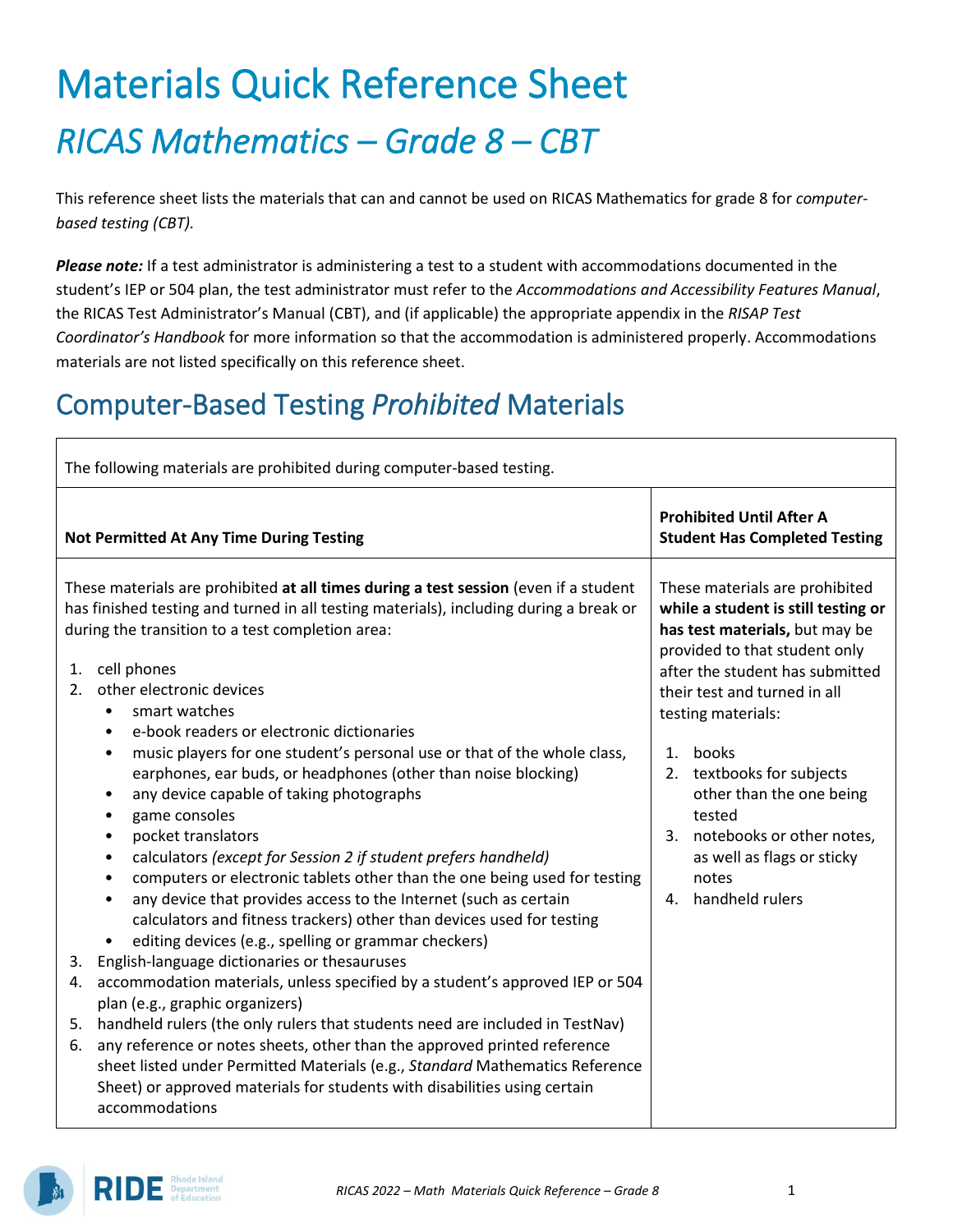# Materials Quick Reference Sheet

## *RICAS Mathematics – Grade 8 – CBT*

This reference sheet lists the materials that can and cannot be used on RICAS Mathematics for grade 8 for *computer-based testing (CBT).*

***Please note:*** If a test administrator is administering a test to a student with accommodations documented in the student's IEP or 504 plan, the test administrator must refer to the *Accommodations and Accessibility Features Manual*, the RICAS Test Administrator's Manual (CBT), and (if applicable) the appropriate appendix in the *RISAP Test Coordinator's Handbook* for more information so that the accommodation is administered properly. Accommodations materials are not listed specifically on this reference sheet.

## Computer-Based Testing *Prohibited* Materials

The following materials are prohibited during computer-based testing.

| **Not Permitted At Any Time During Testing** | **Prohibited Until After A Student Has Completed Testing** |
|---|---|
| These materials are prohibited **at all times during a test session** (even if a student has finished testing and turned in all testing materials), including during a break or during the transition to a test completion area:<br><br>1. cell phones<br>2. other electronic devices<br>&nbsp;&nbsp;• smart watches<br>&nbsp;&nbsp;• e-book readers or electronic dictionaries<br>&nbsp;&nbsp;• music players for one student's personal use or that of the whole class, earphones, ear buds, or headphones (other than noise blocking)<br>&nbsp;&nbsp;• any device capable of taking photographs<br>&nbsp;&nbsp;• game consoles<br>&nbsp;&nbsp;• pocket translators<br>&nbsp;&nbsp;• calculators *(except for Session 2 if student prefers handheld)*<br>&nbsp;&nbsp;• computers or electronic tablets other than the one being used for testing<br>&nbsp;&nbsp;• any device that provides access to the Internet (such as certain calculators and fitness trackers) other than devices used for testing<br>&nbsp;&nbsp;• editing devices (e.g., spelling or grammar checkers)<br>3. English-language dictionaries or thesauruses<br>4. accommodation materials, unless specified by a student's approved IEP or 504 plan (e.g., graphic organizers)<br>5. handheld rulers (the only rulers that students need are included in TestNav)<br>6. any reference or notes sheets, other than the approved printed reference sheet listed under Permitted Materials (e.g., *Standard* Mathematics Reference Sheet) or approved materials for students with disabilities using certain accommodations | These materials are prohibited **while a student is still testing or has test materials,** but may be provided to that student only after the student has submitted their test and turned in all testing materials:<br><br>1. books<br>2. textbooks for subjects other than the one being tested<br>3. notebooks or other notes, as well as flags or sticky notes<br>4. handheld rulers |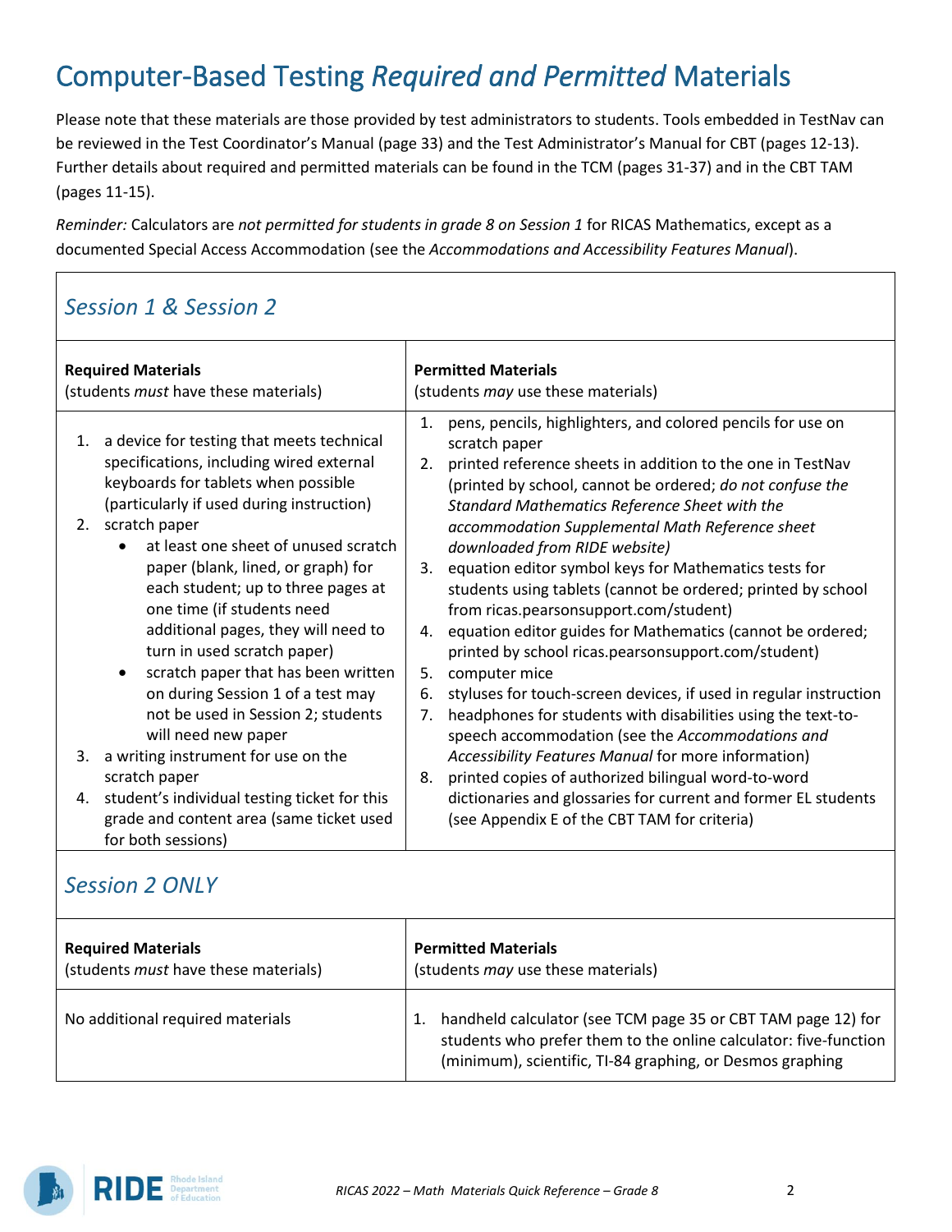# Computer-Based Testing *Required and Permitted* Materials

Please note that these materials are those provided by test administrators to students. Tools embedded in TestNav can be reviewed in the Test Coordinator's Manual (page 33) and the Test Administrator's Manual for CBT (pages 12-13). Further details about required and permitted materials can be found in the TCM (pages 31-37) and in the CBT TAM (pages 11-15).

*Reminder:* Calculators are *not permitted for students in grade 8 on Session 1* for RICAS Mathematics, except as a documented Special Access Accommodation (see the *Accommodations and Accessibility Features Manual*).

## *Session 1 & Session 2*

| **Required Materials** (students *must* have these materials) | **Permitted Materials** (students *may* use these materials) |
|---|---|
| 1. a device for testing that meets technical specifications, including wired external keyboards for tablets when possible (particularly if used during instruction)<br>2. scratch paper<br>• at least one sheet of unused scratch paper (blank, lined, or graph) for each student; up to three pages at one time (if students need additional pages, they will need to turn in used scratch paper)<br>• scratch paper that has been written on during Session 1 of a test may not be used in Session 2; students will need new paper<br>3. a writing instrument for use on the scratch paper<br>4. student's individual testing ticket for this grade and content area (same ticket used for both sessions) | 1. pens, pencils, highlighters, and colored pencils for use on scratch paper<br>2. printed reference sheets in addition to the one in TestNav (printed by school, cannot be ordered; *do not confuse the Standard Mathematics Reference Sheet with the accommodation Supplemental Math Reference sheet downloaded from RIDE website)*<br>3. equation editor symbol keys for Mathematics tests for students using tablets (cannot be ordered; printed by school from ricas.pearsonsupport.com/student)<br>4. equation editor guides for Mathematics (cannot be ordered; printed by school ricas.pearsonsupport.com/student)<br>5. computer mice<br>6. styluses for touch-screen devices, if used in regular instruction<br>7. headphones for students with disabilities using the text-to-speech accommodation (see the *Accommodations and Accessibility Features Manual* for more information)<br>8. printed copies of authorized bilingual word-to-word dictionaries and glossaries for current and former EL students (see Appendix E of the CBT TAM for criteria) |

## *Session 2 ONLY*

| **Required Materials** (students *must* have these materials) | **Permitted Materials** (students *may* use these materials) |
|---|---|
| No additional required materials | 1. handheld calculator (see TCM page 35 or CBT TAM page 12) for students who prefer them to the online calculator: five-function (minimum), scientific, TI-84 graphing, or Desmos graphing |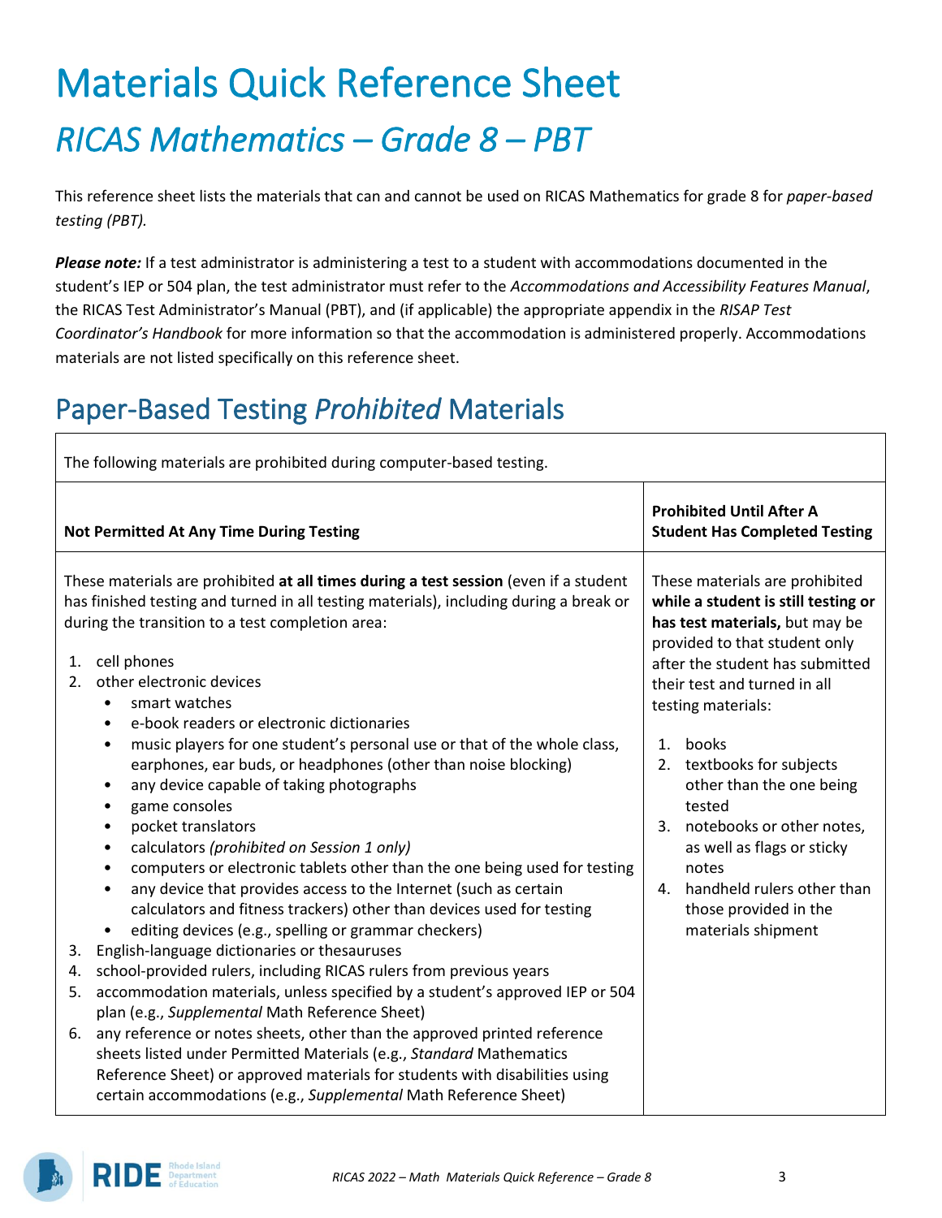# Materials Quick Reference Sheet

## *RICAS Mathematics – Grade 8 – PBT*

This reference sheet lists the materials that can and cannot be used on RICAS Mathematics for grade 8 for *paper-based testing (PBT).*

***Please note:*** If a test administrator is administering a test to a student with accommodations documented in the student's IEP or 504 plan, the test administrator must refer to the *Accommodations and Accessibility Features Manual*, the RICAS Test Administrator's Manual (PBT), and (if applicable) the appropriate appendix in the *RISAP Test Coordinator's Handbook* for more information so that the accommodation is administered properly. Accommodations materials are not listed specifically on this reference sheet.

## Paper-Based Testing *Prohibited* Materials

The following materials are prohibited during computer-based testing.

| Not Permitted At Any Time During Testing | Prohibited Until After A Student Has Completed Testing |
|---|---|
| These materials are prohibited **at all times during a test session** (even if a student has finished testing and turned in all testing materials), including during a break or during the transition to a test completion area:<br><br>1. cell phones<br>2. other electronic devices<br>&nbsp;&nbsp;• smart watches<br>&nbsp;&nbsp;• e-book readers or electronic dictionaries<br>&nbsp;&nbsp;• music players for one student's personal use or that of the whole class, earphones, ear buds, or headphones (other than noise blocking)<br>&nbsp;&nbsp;• any device capable of taking photographs<br>&nbsp;&nbsp;• game consoles<br>&nbsp;&nbsp;• pocket translators<br>&nbsp;&nbsp;• calculators *(prohibited on Session 1 only)*<br>&nbsp;&nbsp;• computers or electronic tablets other than the one being used for testing<br>&nbsp;&nbsp;• any device that provides access to the Internet (such as certain calculators and fitness trackers) other than devices used for testing<br>&nbsp;&nbsp;• editing devices (e.g., spelling or grammar checkers)<br>3. English-language dictionaries or thesauruses<br>4. school-provided rulers, including RICAS rulers from previous years<br>5. accommodation materials, unless specified by a student's approved IEP or 504 plan (e.g., *Supplemental* Math Reference Sheet)<br>6. any reference or notes sheets, other than the approved printed reference sheets listed under Permitted Materials (e.g., *Standard* Mathematics Reference Sheet) or approved materials for students with disabilities using certain accommodations (e.g., *Supplemental* Math Reference Sheet) | These materials are prohibited **while a student is still testing or has test materials,** but may be provided to that student only after the student has submitted their test and turned in all testing materials:<br><br>1. books<br>2. textbooks for subjects other than the one being tested<br>3. notebooks or other notes, as well as flags or sticky notes<br>4. handheld rulers other than those provided in the materials shipment |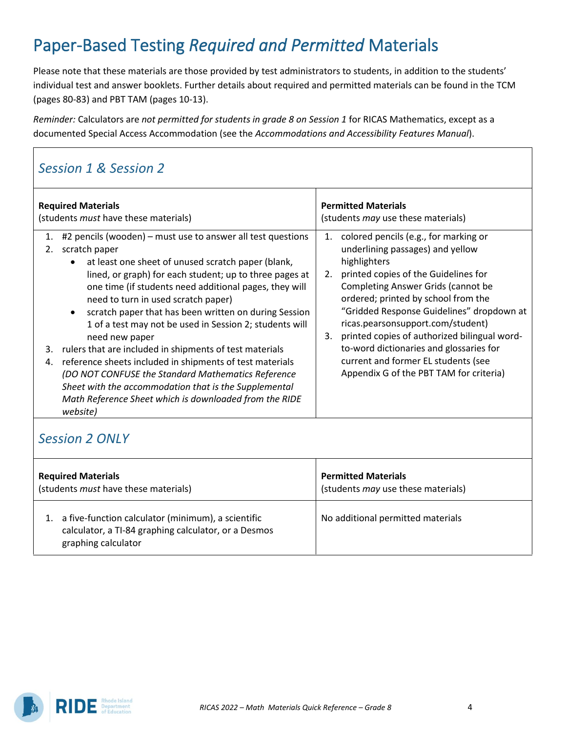# Paper-Based Testing *Required and Permitted* Materials

Please note that these materials are those provided by test administrators to students, in addition to the students' individual test and answer booklets. Further details about required and permitted materials can be found in the TCM (pages 80-83) and PBT TAM (pages 10-13).

*Reminder:* Calculators are *not permitted for students in grade 8 on Session 1* for RICAS Mathematics, except as a documented Special Access Accommodation (see the *Accommodations and Accessibility Features Manual*).

## *Session 1 & Session 2*

| **Required Materials**<br>(students *must* have these materials) | **Permitted Materials**<br>(students *may* use these materials) |
|---|---|
| 1. #2 pencils (wooden) – must use to answer all test questions<br>2. scratch paper<br>• at least one sheet of unused scratch paper (blank, lined, or graph) for each student; up to three pages at one time (if students need additional pages, they will need to turn in used scratch paper)<br>• scratch paper that has been written on during Session 1 of a test may not be used in Session 2; students will need new paper<br>3. rulers that are included in shipments of test materials<br>4. reference sheets included in shipments of test materials *(DO NOT CONFUSE the Standard Mathematics Reference Sheet with the accommodation that is the Supplemental Math Reference Sheet which is downloaded from the RIDE website)* | 1. colored pencils (e.g., for marking or underlining passages) and yellow highlighters<br>2. printed copies of the Guidelines for Completing Answer Grids (cannot be ordered; printed by school from the "Gridded Response Guidelines" dropdown at ricas.pearsonsupport.com/student)<br>3. printed copies of authorized bilingual word-to-word dictionaries and glossaries for current and former EL students (see Appendix G of the PBT TAM for criteria) |

## *Session 2 ONLY*

| **Required Materials**<br>(students *must* have these materials) | **Permitted Materials**<br>(students *may* use these materials) |
|---|---|
| 1. a five-function calculator (minimum), a scientific calculator, a TI-84 graphing calculator, or a Desmos graphing calculator | No additional permitted materials |